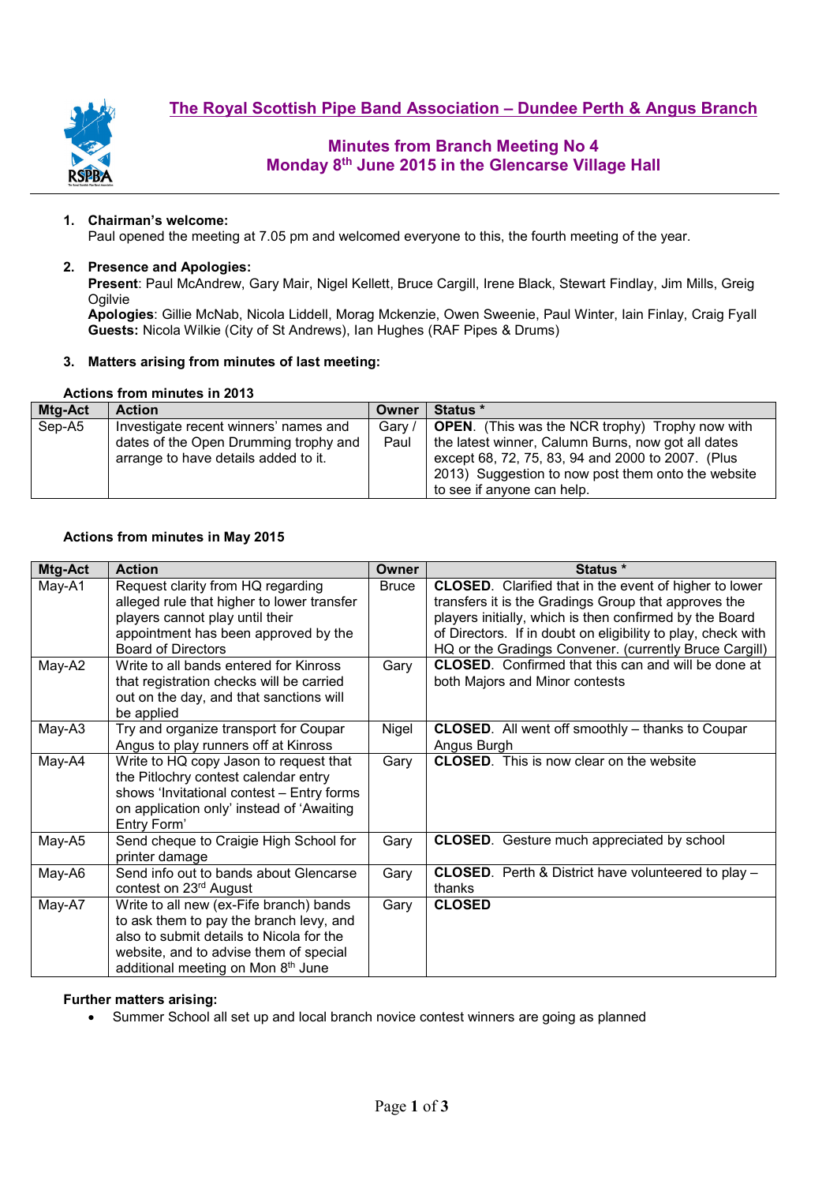# The Royal Scottish Pipe Band Association – Dundee Perth & Angus Branch

## Minutes from Branch Meeting No 4
## Monday 8th June 2015 in the Glencarse Village Hall

1. **Chairman's welcome:**
   Paul opened the meeting at 7.05 pm and welcomed everyone to this, the fourth meeting of the year.

2. **Presence and Apologies:**
   **Present**: Paul McAndrew, Gary Mair, Nigel Kellett, Bruce Cargill, Irene Black, Stewart Findlay, Jim Mills, Greig Ogilvie
   **Apologies**: Gillie McNab, Nicola Liddell, Morag Mckenzie, Owen Sweenie, Paul Winter, Iain Finlay, Craig Fyall
   **Guests:** Nicola Wilkie (City of St Andrews), Ian Hughes (RAF Pipes & Drums)

3. **Matters arising from minutes of last meeting:**

**Actions from minutes in 2013**

| Mtg-Act | Action | Owner | Status * |
|---|---|---|---|
| Sep-A5 | Investigate recent winners' names and dates of the Open Drumming trophy and arrange to have details added to it. | Gary / Paul | **OPEN**. (This was the NCR trophy) Trophy now with the latest winner, Calumn Burns, now got all dates except 68, 72, 75, 83, 94 and 2000 to 2007. (Plus 2013) Suggestion to now post them onto the website to see if anyone can help. |

**Actions from minutes in May 2015**

| Mtg-Act | Action | Owner | Status * |
|---|---|---|---|
| May-A1 | Request clarity from HQ regarding alleged rule that higher to lower transfer players cannot play until their appointment has been approved by the Board of Directors | Bruce | **CLOSED**. Clarified that in the event of higher to lower transfers it is the Gradings Group that approves the players initially, which is then confirmed by the Board of Directors. If in doubt on eligibility to play, check with HQ or the Gradings Convener. (currently Bruce Cargill) |
| May-A2 | Write to all bands entered for Kinross that registration checks will be carried out on the day, and that sanctions will be applied | Gary | **CLOSED**. Confirmed that this can and will be done at both Majors and Minor contests |
| May-A3 | Try and organize transport for Coupar Angus to play runners off at Kinross | Nigel | **CLOSED**. All went off smoothly – thanks to Coupar Angus Burgh |
| May-A4 | Write to HQ copy Jason to request that the Pitlochry contest calendar entry shows 'Invitational contest – Entry forms on application only' instead of 'Awaiting Entry Form' | Gary | **CLOSED**. This is now clear on the website |
| May-A5 | Send cheque to Craigie High School for printer damage | Gary | **CLOSED**. Gesture much appreciated by school |
| May-A6 | Send info out to bands about Glencarse contest on 23rd August | Gary | **CLOSED**. Perth & District have volunteered to play – thanks |
| May-A7 | Write to all new (ex-Fife branch) bands to ask them to pay the branch levy, and also to submit details to Nicola for the website, and to advise them of special additional meeting on Mon 8th June | Gary | **CLOSED** |

**Further matters arising:**

- Summer School all set up and local branch novice contest winners are going as planned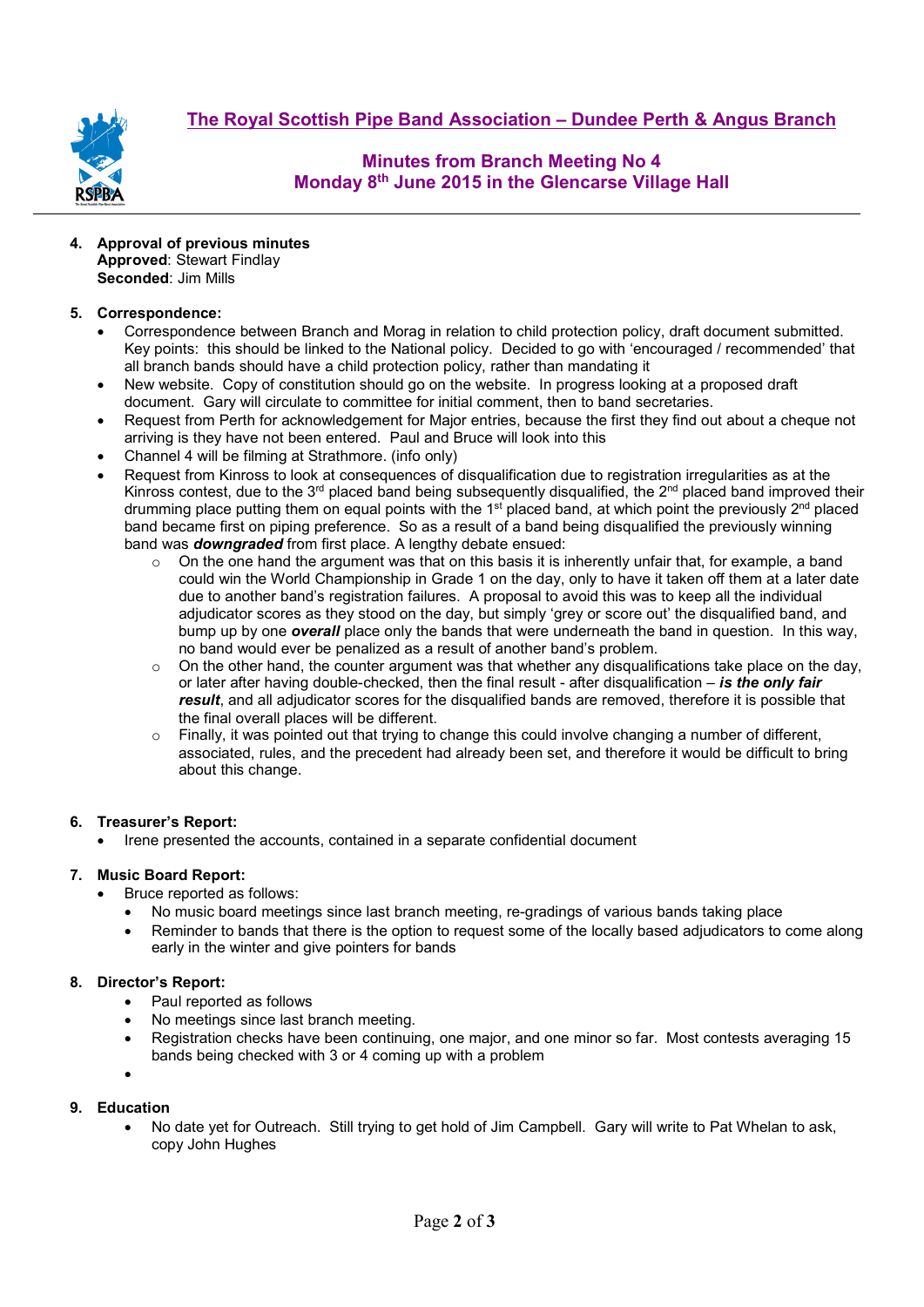## The Royal Scottish Pipe Band Association – Dundee Perth & Angus Branch

### Minutes from Branch Meeting No 4
### Monday 8th June 2015 in the Glencarse Village Hall

4. **Approval of previous minutes**
   **Approved**: Stewart Findlay
   **Seconded**: Jim Mills

5. **Correspondence:**
   - Correspondence between Branch and Morag in relation to child protection policy, draft document submitted. Key points: this should be linked to the National policy. Decided to go with 'encouraged / recommended' that all branch bands should have a child protection policy, rather than mandating it
   - New website. Copy of constitution should go on the website. In progress looking at a proposed draft document. Gary will circulate to committee for initial comment, then to band secretaries.
   - Request from Perth for acknowledgement for Major entries, because the first they find out about a cheque not arriving is they have not been entered. Paul and Bruce will look into this
   - Channel 4 will be filming at Strathmore. (info only)
   - Request from Kinross to look at consequences of disqualification due to registration irregularities as at the Kinross contest, due to the 3rd placed band being subsequently disqualified, the 2nd placed band improved their drumming place putting them on equal points with the 1st placed band, at which point the previously 2nd placed band became first on piping preference. So as a result of a band being disqualified the previously winning band was ***downgraded*** from first place. A lengthy debate ensued:
     - On the one hand the argument was that on this basis it is inherently unfair that, for example, a band could win the World Championship in Grade 1 on the day, only to have it taken off them at a later date due to another band's registration failures. A proposal to avoid this was to keep all the individual adjudicator scores as they stood on the day, but simply 'grey or score out' the disqualified band, and bump up by one ***overall*** place only the bands that were underneath the band in question. In this way, no band would ever be penalized as a result of another band's problem.
     - On the other hand, the counter argument was that whether any disqualifications take place on the day, or later after having double-checked, then the final result - after disqualification – ***is the only fair result***, and all adjudicator scores for the disqualified bands are removed, therefore it is possible that the final overall places will be different.
     - Finally, it was pointed out that trying to change this could involve changing a number of different, associated, rules, and the precedent had already been set, and therefore it would be difficult to bring about this change.

6. **Treasurer's Report:**
   - Irene presented the accounts, contained in a separate confidential document

7. **Music Board Report:**
   - Bruce reported as follows:
     - No music board meetings since last branch meeting, re-gradings of various bands taking place
     - Reminder to bands that there is the option to request some of the locally based adjudicators to come along early in the winter and give pointers for bands

8. **Director's Report:**
   - Paul reported as follows
   - No meetings since last branch meeting.
   - Registration checks have been continuing, one major, and one minor so far. Most contests averaging 15 bands being checked with 3 or 4 coming up with a problem
   - 

9. **Education**
   - No date yet for Outreach. Still trying to get hold of Jim Campbell. Gary will write to Pat Whelan to ask, copy John Hughes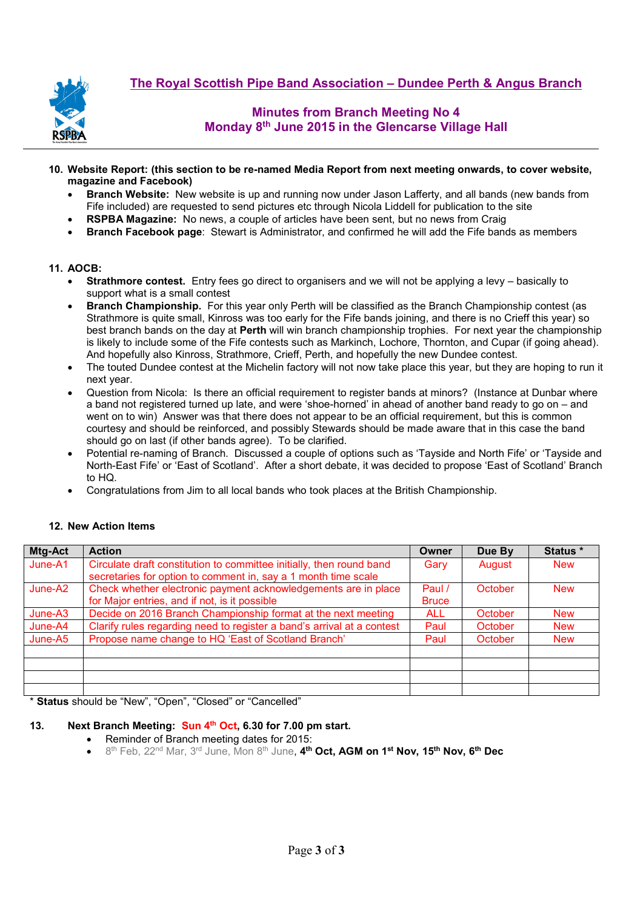# The Royal Scottish Pipe Band Association – Dundee Perth & Angus Branch

## Minutes from Branch Meeting No 4
## Monday 8th June 2015 in the Glencarse Village Hall

**10. Website Report: (this section to be re-named Media Report from next meeting onwards, to cover website, magazine and Facebook)**

- **Branch Website:** New website is up and running now under Jason Lafferty, and all bands (new bands from Fife included) are requested to send pictures etc through Nicola Liddell for publication to the site
- **RSPBA Magazine:** No news, a couple of articles have been sent, but no news from Craig
- **Branch Facebook page**: Stewart is Administrator, and confirmed he will add the Fife bands as members

**11. AOCB:**

- **Strathmore contest.** Entry fees go direct to organisers and we will not be applying a levy – basically to support what is a small contest
- **Branch Championship.** For this year only Perth will be classified as the Branch Championship contest (as Strathmore is quite small, Kinross was too early for the Fife bands joining, and there is no Crieff this year) so best branch bands on the day at **Perth** will win branch championship trophies. For next year the championship is likely to include some of the Fife contests such as Markinch, Lochore, Thornton, and Cupar (if going ahead). And hopefully also Kinross, Strathmore, Crieff, Perth, and hopefully the new Dundee contest.
- The touted Dundee contest at the Michelin factory will not now take place this year, but they are hoping to run it next year.
- Question from Nicola: Is there an official requirement to register bands at minors? (Instance at Dunbar where a band not registered turned up late, and were 'shoe-horned' in ahead of another band ready to go on – and went on to win) Answer was that there does not appear to be an official requirement, but this is common courtesy and should be reinforced, and possibly Stewards should be made aware that in this case the band should go on last (if other bands agree). To be clarified.
- Potential re-naming of Branch. Discussed a couple of options such as 'Tayside and North Fife' or 'Tayside and North-East Fife' or 'East of Scotland'. After a short debate, it was decided to propose 'East of Scotland' Branch to HQ.
- Congratulations from Jim to all local bands who took places at the British Championship.

**12. New Action Items**

| Mtg-Act | Action | Owner | Due By | Status * |
|---|---|---|---|---|
| June-A1 | Circulate draft constitution to committee initially, then round band secretaries for option to comment in, say a 1 month time scale | Gary | August | New |
| June-A2 | Check whether electronic payment acknowledgements are in place for Major entries, and if not, is it possible | Paul / Bruce | October | New |
| June-A3 | Decide on 2016 Branch Championship format at the next meeting | ALL | October | New |
| June-A4 | Clarify rules regarding need to register a band's arrival at a contest | Paul | October | New |
| June-A5 | Propose name change to HQ 'East of Scotland Branch' | Paul | October | New |
| | | | | |
| | | | | |
| | | | | |
| | | | | |

\* **Status** should be "New", "Open", "Closed" or "Cancelled"

**13. Next Branch Meeting: Sun 4th Oct, 6.30 for 7.00 pm start.**

- Reminder of Branch meeting dates for 2015:
- 8th Feb, 22nd Mar, 3rd June, Mon 8th June, **4th Oct, AGM on 1st Nov, 15th Nov, 6th Dec**